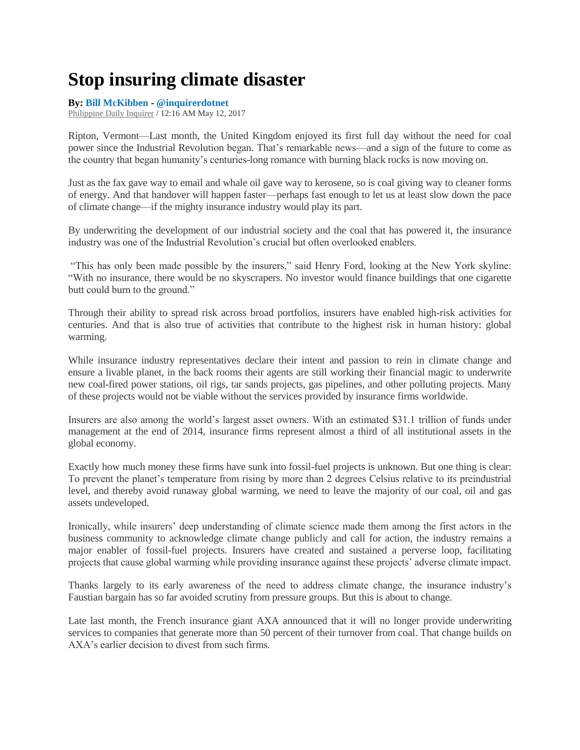# Stop insuring climate disaster

**By: Bill McKibben - @inquirerdotnet**
Philippine Daily Inquirer / 12:16 AM May 12, 2017

Ripton, Vermont—Last month, the United Kingdom enjoyed its first full day without the need for coal power since the Industrial Revolution began. That's remarkable news—and a sign of the future to come as the country that began humanity's centuries-long romance with burning black rocks is now moving on.

Just as the fax gave way to email and whale oil gave way to kerosene, so is coal giving way to cleaner forms of energy. And that handover will happen faster—perhaps fast enough to let us at least slow down the pace of climate change—if the mighty insurance industry would play its part.

By underwriting the development of our industrial society and the coal that has powered it, the insurance industry was one of the Industrial Revolution's crucial but often overlooked enablers.

"This has only been made possible by the insurers," said Henry Ford, looking at the New York skyline: "With no insurance, there would be no skyscrapers. No investor would finance buildings that one cigarette butt could burn to the ground."

Through their ability to spread risk across broad portfolios, insurers have enabled high-risk activities for centuries. And that is also true of activities that contribute to the highest risk in human history: global warming.

While insurance industry representatives declare their intent and passion to rein in climate change and ensure a livable planet, in the back rooms their agents are still working their financial magic to underwrite new coal-fired power stations, oil rigs, tar sands projects, gas pipelines, and other polluting projects. Many of these projects would not be viable without the services provided by insurance firms worldwide.

Insurers are also among the world's largest asset owners. With an estimated $31.1 trillion of funds under management at the end of 2014, insurance firms represent almost a third of all institutional assets in the global economy.

Exactly how much money these firms have sunk into fossil-fuel projects is unknown. But one thing is clear: To prevent the planet's temperature from rising by more than 2 degrees Celsius relative to its preindustrial level, and thereby avoid runaway global warming, we need to leave the majority of our coal, oil and gas assets undeveloped.

Ironically, while insurers' deep understanding of climate science made them among the first actors in the business community to acknowledge climate change publicly and call for action, the industry remains a major enabler of fossil-fuel projects. Insurers have created and sustained a perverse loop, facilitating projects that cause global warming while providing insurance against these projects' adverse climate impact.

Thanks largely to its early awareness of the need to address climate change, the insurance industry's Faustian bargain has so far avoided scrutiny from pressure groups. But this is about to change.

Late last month, the French insurance giant AXA announced that it will no longer provide underwriting services to companies that generate more than 50 percent of their turnover from coal. That change builds on AXA's earlier decision to divest from such firms.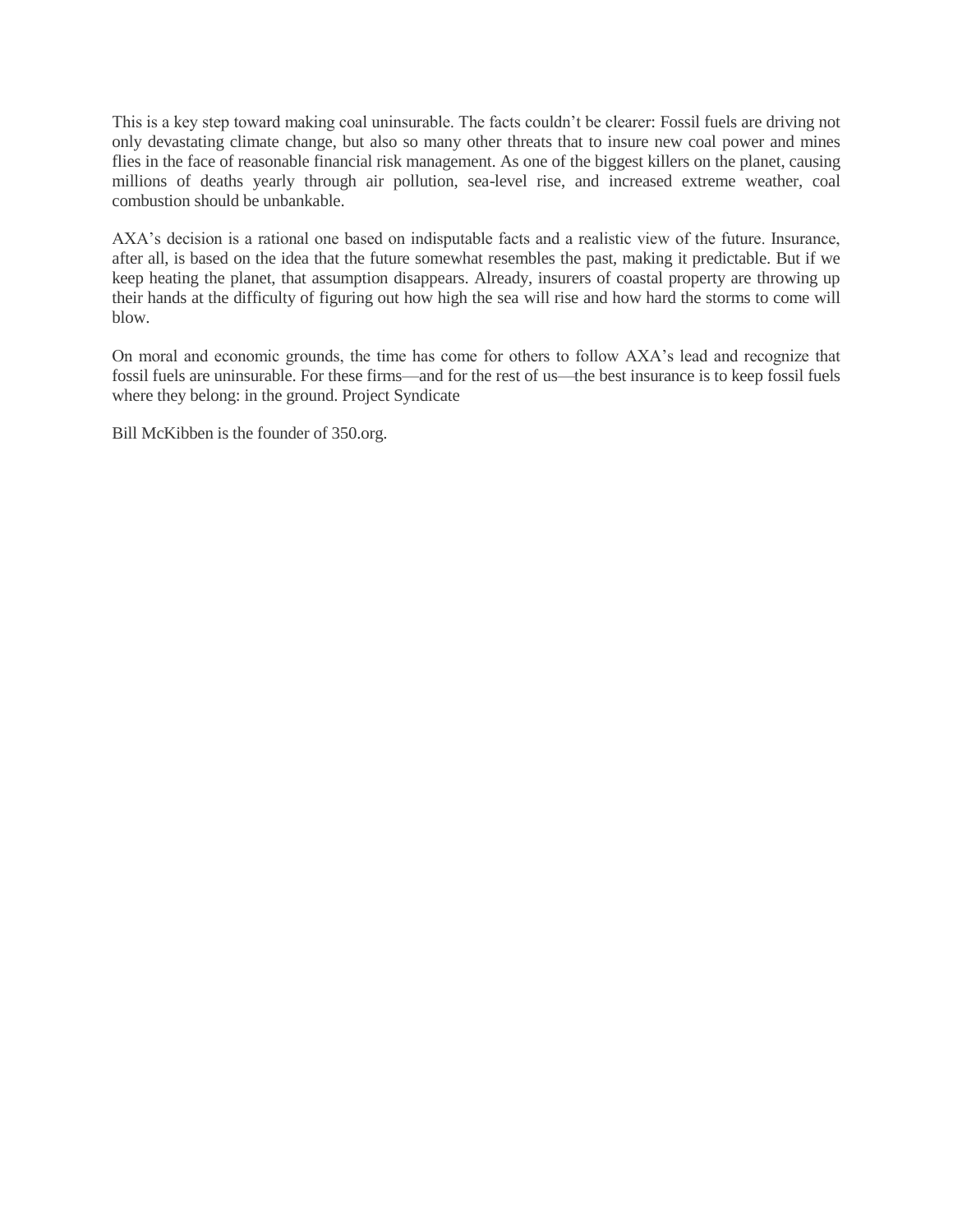This is a key step toward making coal uninsurable. The facts couldn't be clearer: Fossil fuels are driving not only devastating climate change, but also so many other threats that to insure new coal power and mines flies in the face of reasonable financial risk management. As one of the biggest killers on the planet, causing millions of deaths yearly through air pollution, sea-level rise, and increased extreme weather, coal combustion should be unbankable.

AXA's decision is a rational one based on indisputable facts and a realistic view of the future. Insurance, after all, is based on the idea that the future somewhat resembles the past, making it predictable. But if we keep heating the planet, that assumption disappears. Already, insurers of coastal property are throwing up their hands at the difficulty of figuring out how high the sea will rise and how hard the storms to come will blow.

On moral and economic grounds, the time has come for others to follow AXA's lead and recognize that fossil fuels are uninsurable. For these firms—and for the rest of us—the best insurance is to keep fossil fuels where they belong: in the ground. Project Syndicate

Bill McKibben is the founder of 350.org.